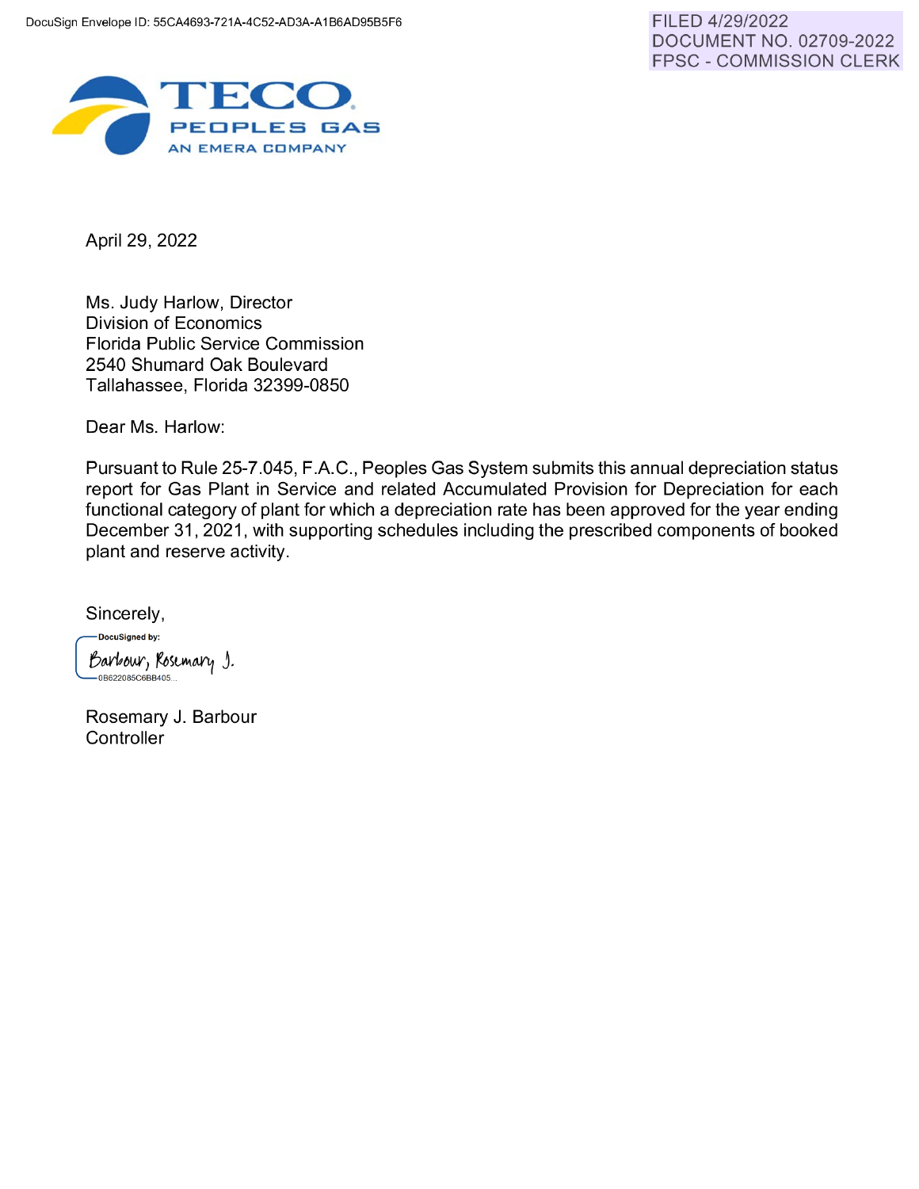DocuSign Envelope ID: 55CA4693-721A-4C52-AD3A-A1B6AD95B5F6

FILED 4/29/2022
DOCUMENT NO. 02709-2022
FPSC - COMMISSION CLERK

TECO
PEOPLES GAS
AN EMERA COMPANY

April 29, 2022

Ms. Judy Harlow, Director
Division of Economics
Florida Public Service Commission
2540 Shumard Oak Boulevard
Tallahassee, Florida 32399-0850

Dear Ms. Harlow:

Pursuant to Rule 25-7.045, F.A.C., Peoples Gas System submits this annual depreciation status report for Gas Plant in Service and related Accumulated Provision for Depreciation for each functional category of plant for which a depreciation rate has been approved for the year ending December 31, 2021, with supporting schedules including the prescribed components of booked plant and reserve activity.

Sincerely,

DocuSigned by:
Barbour, Rosemary J.
0B622085C6BB405...

Rosemary J. Barbour
Controller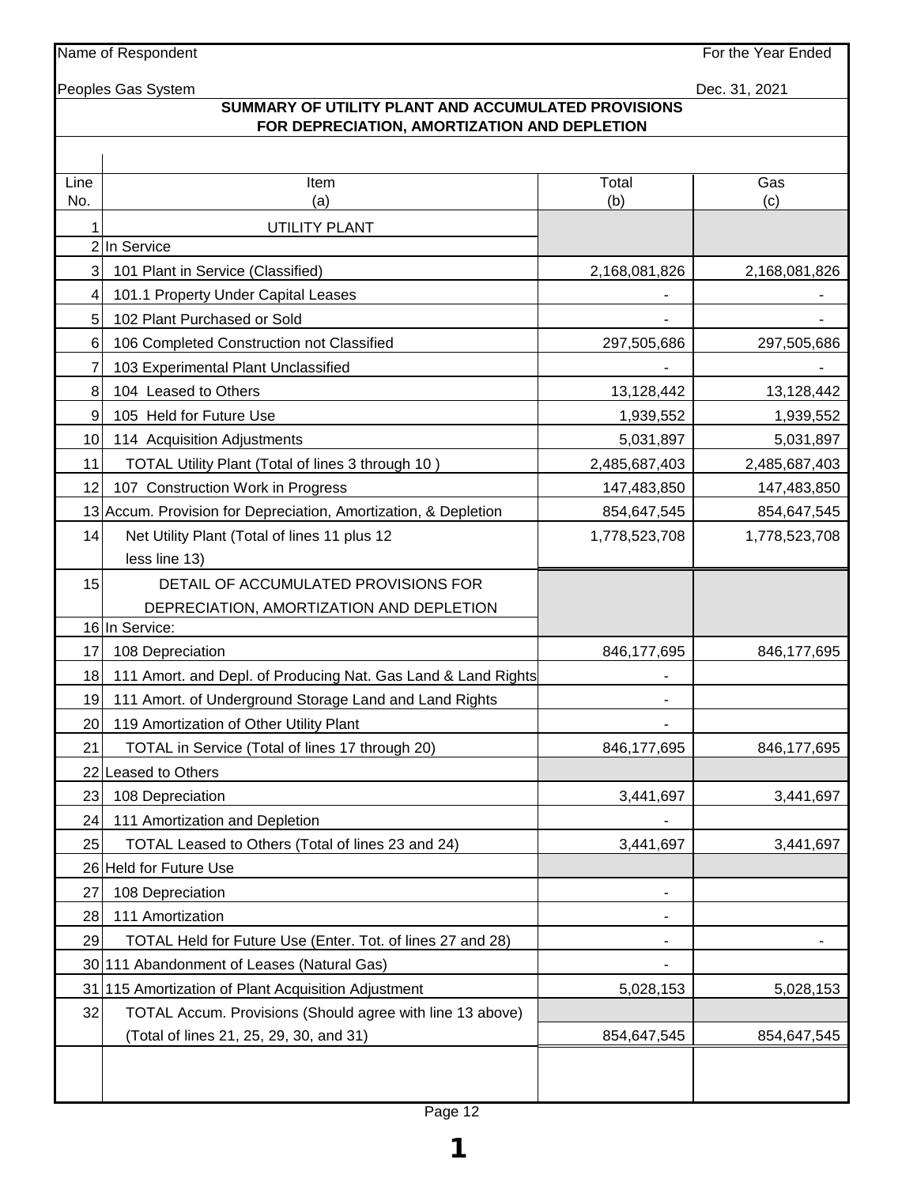Name of Respondent: Peoples Gas System

For the Year Ended: Dec. 31, 2021

## SUMMARY OF UTILITY PLANT AND ACCUMULATED PROVISIONS FOR DEPRECIATION, AMORTIZATION AND DEPLETION

| Line No. | Item (a) | Total (b) | Gas (c) |
|---|---|---|---|
| 1 | UTILITY PLANT | | |
| 2 | In Service | | |
| 3 | 101 Plant in Service (Classified) | 2,168,081,826 | 2,168,081,826 |
| 4 | 101.1 Property Under Capital Leases | - | - |
| 5 | 102 Plant Purchased or Sold | - | - |
| 6 | 106 Completed Construction not Classified | 297,505,686 | 297,505,686 |
| 7 | 103 Experimental Plant Unclassified | - | - |
| 8 | 104 Leased to Others | 13,128,442 | 13,128,442 |
| 9 | 105 Held for Future Use | 1,939,552 | 1,939,552 |
| 10 | 114 Acquisition Adjustments | 5,031,897 | 5,031,897 |
| 11 | TOTAL Utility Plant (Total of lines 3 through 10 ) | 2,485,687,403 | 2,485,687,403 |
| 12 | 107 Construction Work in Progress | 147,483,850 | 147,483,850 |
| 13 | Accum. Provision for Depreciation, Amortization, & Depletion | 854,647,545 | 854,647,545 |
| 14 | Net Utility Plant (Total of lines 11 plus 12 less line 13) | 1,778,523,708 | 1,778,523,708 |
| 15 | DETAIL OF ACCUMULATED PROVISIONS FOR DEPRECIATION, AMORTIZATION AND DEPLETION | | |
| 16 | In Service: | | |
| 17 | 108 Depreciation | 846,177,695 | 846,177,695 |
| 18 | 111 Amort. and Depl. of Producing Nat. Gas Land & Land Rights | - | |
| 19 | 111 Amort. of Underground Storage Land and Land Rights | - | |
| 20 | 119 Amortization of Other Utility Plant | - | |
| 21 | TOTAL in Service (Total of lines 17 through 20) | 846,177,695 | 846,177,695 |
| 22 | Leased to Others | | |
| 23 | 108 Depreciation | 3,441,697 | 3,441,697 |
| 24 | 111 Amortization and Depletion | - | |
| 25 | TOTAL Leased to Others (Total of lines 23 and 24) | 3,441,697 | 3,441,697 |
| 26 | Held for Future Use | | |
| 27 | 108 Depreciation | - | |
| 28 | 111 Amortization | - | |
| 29 | TOTAL Held for Future Use (Enter. Tot. of lines 27 and 28) | - | - |
| 30 | 111 Abandonment of Leases (Natural Gas) | - | |
| 31 | 115 Amortization of Plant Acquisition Adjustment | 5,028,153 | 5,028,153 |
| 32 | TOTAL Accum. Provisions (Should agree with line 13 above) (Total of lines 21, 25, 29, 30, and 31) | 854,647,545 | 854,647,545 |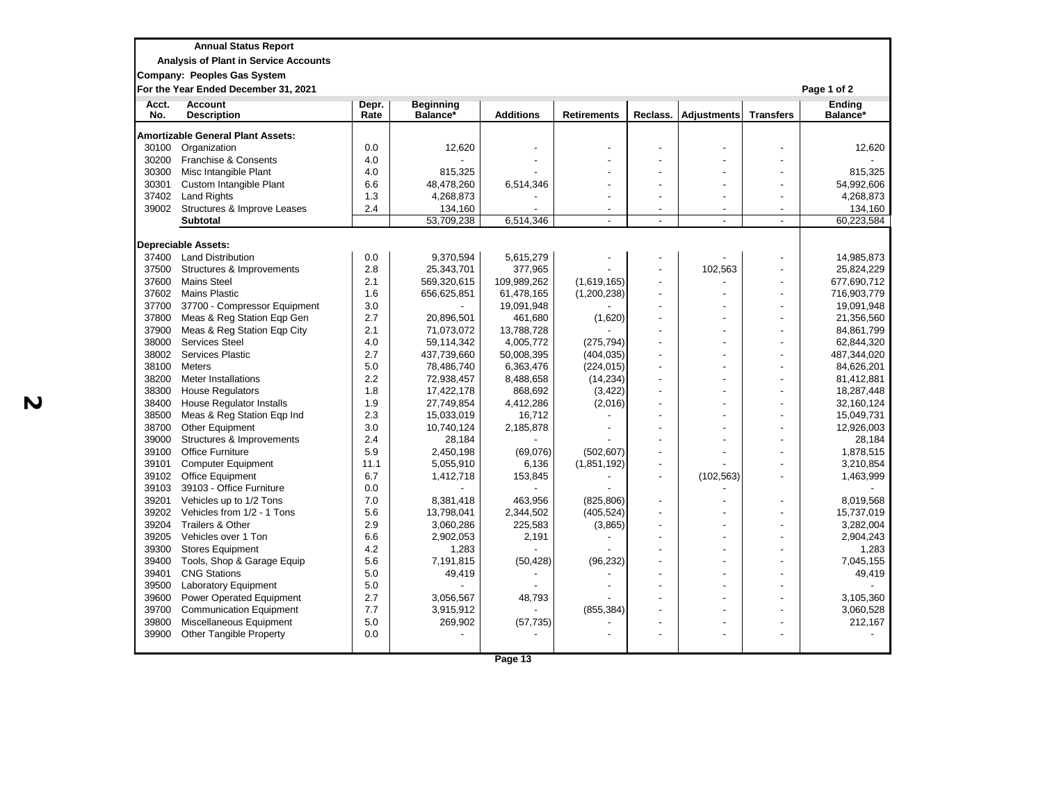**Annual Status Report**

**Analysis of Plant in Service Accounts**

**Company: Peoples Gas System**

**For the Year Ended December 31, 2021**

Page 1 of 2

| Acct. No. | Account Description | Depr. Rate | Beginning Balance* | Additions | Retirements | Reclass. | Adjustments | Transfers | Ending Balance* |
|---|---|---|---|---|---|---|---|---|---|
| **Amortizable General Plant Assets:** | | | | | | | | | |
| 30100 | Organization | 0.0 | 12,620 | - | - | - | - | - | 12,620 |
| 30200 | Franchise & Consents | 4.0 | - | - | - | - | - | - | - |
| 30300 | Misc Intangible Plant | 4.0 | 815,325 | - | - | - | - | - | 815,325 |
| 30301 | Custom Intangible Plant | 6.6 | 48,478,260 | 6,514,346 | - | - | - | - | 54,992,606 |
| 37402 | Land Rights | 1.3 | 4,268,873 | - | - | - | - | - | 4,268,873 |
| 39002 | Structures & Improve Leases | 2.4 | 134,160 | - | - | - | - | - | 134,160 |
| | **Subtotal** | | 53,709,238 | 6,514,346 | - | - | - | - | 60,223,584 |
| **Depreciable Assets:** | | | | | | | | | |
| 37400 | Land Distribution | 0.0 | 9,370,594 | 5,615,279 | - | - | - | - | 14,985,873 |
| 37500 | Structures & Improvements | 2.8 | 25,343,701 | 377,965 | - | - | 102,563 | - | 25,824,229 |
| 37600 | Mains Steel | 2.1 | 569,320,615 | 109,989,262 | (1,619,165) | - | - | - | 677,690,712 |
| 37602 | Mains Plastic | 1.6 | 656,625,851 | 61,478,165 | (1,200,238) | - | - | - | 716,903,779 |
| 37700 | 37700 - Compressor Equipment | 3.0 | - | 19,091,948 | - | - | - | - | 19,091,948 |
| 37800 | Meas & Reg Station Eqp Gen | 2.7 | 20,896,501 | 461,680 | (1,620) | - | - | - | 21,356,560 |
| 37900 | Meas & Reg Station Eqp City | 2.1 | 71,073,072 | 13,788,728 | - | - | - | - | 84,861,799 |
| 38000 | Services Steel | 4.0 | 59,114,342 | 4,005,772 | (275,794) | - | - | - | 62,844,320 |
| 38002 | Services Plastic | 2.7 | 437,739,660 | 50,008,395 | (404,035) | - | - | - | 487,344,020 |
| 38100 | Meters | 5.0 | 78,486,740 | 6,363,476 | (224,015) | - | - | - | 84,626,201 |
| 38200 | Meter Installations | 2.2 | 72,938,457 | 8,488,658 | (14,234) | - | - | - | 81,412,881 |
| 38300 | House Regulators | 1.8 | 17,422,178 | 868,692 | (3,422) | - | - | - | 18,287,448 |
| 38400 | House Regulator Installs | 1.9 | 27,749,854 | 4,412,286 | (2,016) | - | - | - | 32,160,124 |
| 38500 | Meas & Reg Station Eqp Ind | 2.3 | 15,033,019 | 16,712 | - | - | - | - | 15,049,731 |
| 38700 | Other Equipment | 3.0 | 10,740,124 | 2,185,878 | - | - | - | - | 12,926,003 |
| 39000 | Structures & Improvements | 2.4 | 28,184 | - | - | - | - | - | 28,184 |
| 39100 | Office Furniture | 5.9 | 2,450,198 | (69,076) | (502,607) | - | - | - | 1,878,515 |
| 39101 | Computer Equipment | 11.1 | 5,055,910 | 6,136 | (1,851,192) | - | - | - | 3,210,854 |
| 39102 | Office Equipment | 6.7 | 1,412,718 | 153,845 | - | - | (102,563) | - | 1,463,999 |
| 39103 | 39103 - Office Furniture | 0.0 | - | - | - | | - | | - |
| 39201 | Vehicles up to 1/2 Tons | 7.0 | 8,381,418 | 463,956 | (825,806) | - | - | - | 8,019,568 |
| 39202 | Vehicles from 1/2 - 1 Tons | 5.6 | 13,798,041 | 2,344,502 | (405,524) | - | - | - | 15,737,019 |
| 39204 | Trailers & Other | 2.9 | 3,060,286 | 225,583 | (3,865) | - | - | - | 3,282,004 |
| 39205 | Vehicles over 1 Ton | 6.6 | 2,902,053 | 2,191 | - | - | - | - | 2,904,243 |
| 39300 | Stores Equipment | 4.2 | 1,283 | - | - | - | - | - | 1,283 |
| 39400 | Tools, Shop & Garage Equip | 5.6 | 7,191,815 | (50,428) | (96,232) | - | - | - | 7,045,155 |
| 39401 | CNG Stations | 5.0 | 49,419 | - | - | - | - | - | 49,419 |
| 39500 | Laboratory Equipment | 5.0 | - | - | - | - | - | - | - |
| 39600 | Power Operated Equipment | 2.7 | 3,056,567 | 48,793 | - | - | - | - | 3,105,360 |
| 39700 | Communication Equipment | 7.7 | 3,915,912 | - | (855,384) | - | - | - | 3,060,528 |
| 39800 | Miscellaneous Equipment | 5.0 | 269,902 | (57,735) | - | - | - | - | 212,167 |
| 39900 | Other Tangible Property | 0.0 | - | - | - | - | - | - | - |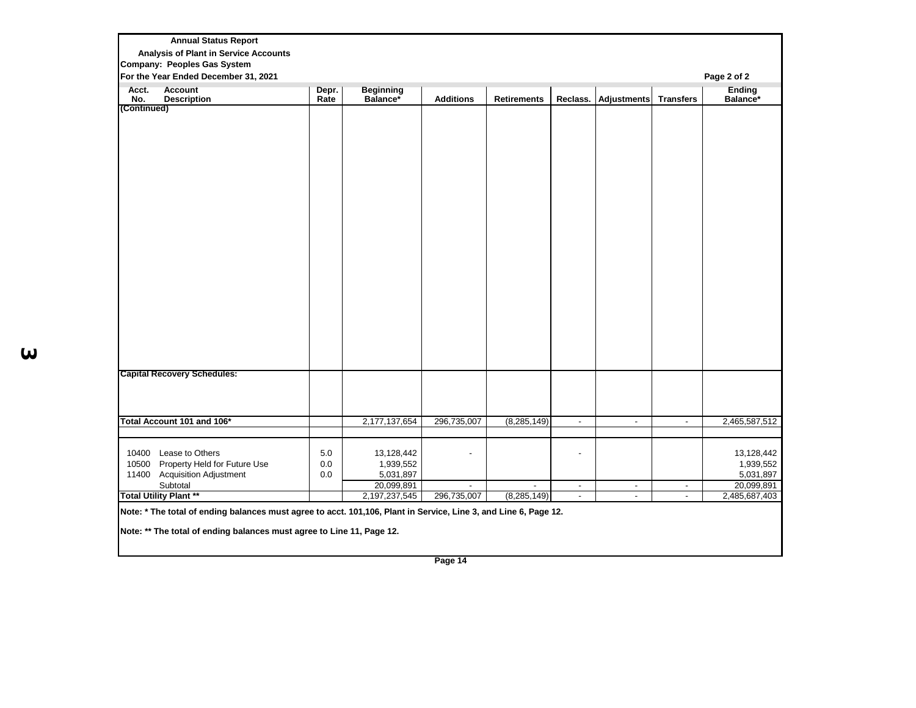**Annual Status Report**

**Analysis of Plant in Service Accounts**

**Company: Peoples Gas System**

**For the Year Ended December 31, 2021**

**Page 2 of 2**

| Acct. No. | Account Description | Depr. Rate | Beginning Balance* | Additions | Retirements | Reclass. | Adjustments | Transfers | Ending Balance* |
|---|---|---|---|---|---|---|---|---|---|
| **(Continued)** | | | | | | | | | |
| **Capital Recovery Schedules:** | | | | | | | | | |
| **Total Account 101 and 106*** | | | 2,177,137,654 | 296,735,007 | (8,285,149) | - | - | - | 2,465,587,512 |
| 10400 | Lease to Others | 5.0 | 13,128,442 | - | | - | | | 13,128,442 |
| 10500 | Property Held for Future Use | 0.0 | 1,939,552 | | | | | | 1,939,552 |
| 11400 | Acquisition Adjustment | 0.0 | 5,031,897 | | | | | | 5,031,897 |
| | Subtotal | | 20,099,891 | - | - | - | - | - | 20,099,891 |
| **Total Utility Plant **** | | | 2,197,237,545 | 296,735,007 | (8,285,149) | - | - | - | 2,485,687,403 |

**Note: * The total of ending balances must agree to acct. 101,106, Plant in Service, Line 3, and Line 6, Page 12.**

**Note: ** The total of ending balances must agree to Line 11, Page 12.**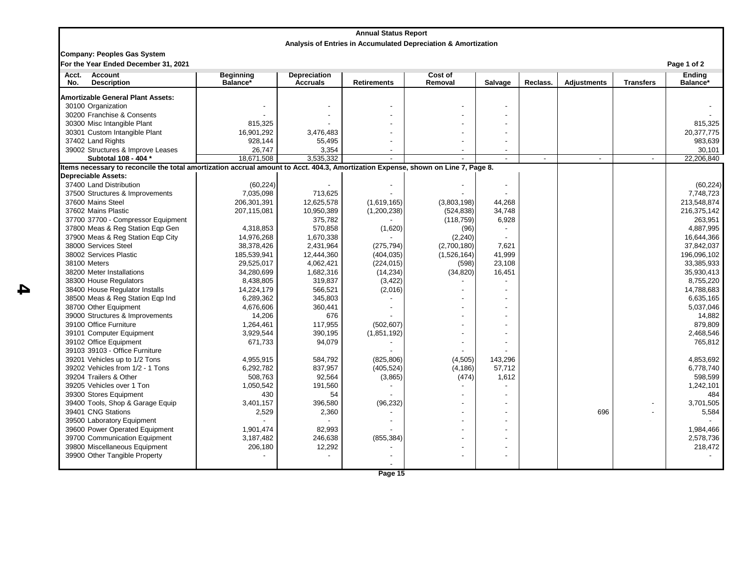**Annual Status Report**

**Analysis of Entries in Accumulated Depreciation & Amortization**

**Company: Peoples Gas System**

**For the Year Ended December 31, 2021**

| Acct. No. | Account Description | Beginning Balance* | Depreciation Accruals | Retirements | Cost of Removal | Salvage | Reclass. | Adjustments | Transfers | Ending Balance* |
|---|---|---|---|---|---|---|---|---|---|---|
| **Amortizable General Plant Assets:** | | | | | | | | | | |
| 30100 | Organization | - | - | - | - | - | | | | - |
| 30200 | Franchise & Consents | - | | - | - | - | | | | - |
| 30300 | Misc Intangible Plant | 815,325 | - | - | - | - | | | | 815,325 |
| 30301 | Custom Intangible Plant | 16,901,292 | 3,476,483 | - | - | - | | | | 20,377,775 |
| 37402 | Land Rights | 928,144 | 55,495 | - | - | - | | | | 983,639 |
| 39002 | Structures & Improve Leases | 26,747 | 3,354 | - | - | - | | | | 30,101 |
| | **Subtotal 108 - 404 *** | 18,671,508 | 3,535,332 | - | - | - | - | - | - | 22,206,840 |
| **Items necessary to reconcile the total amortization accrual amount to Acct. 404.3, Amortization Expense, shown on Line 7, Page 8.** | | | | | | | | | | |
| **Depreciable Assets:** | | | | | | | | | | |
| 37400 | Land Distribution | (60,224) | - | - | - | - | | | | (60,224) |
| 37500 | Structures & Improvements | 7,035,098 | 713,625 | - | - | - | | | | 7,748,723 |
| 37600 | Mains Steel | 206,301,391 | 12,625,578 | (1,619,165) | (3,803,198) | 44,268 | | | | 213,548,874 |
| 37602 | Mains Plastic | 207,115,081 | 10,950,389 | (1,200,238) | (524,838) | 34,748 | | | | 216,375,142 |
| 37700 | 37700 - Compressor Equipment | | 375,782 | - | (118,759) | 6,928 | | | | 263,951 |
| 37800 | Meas & Reg Station Eqp Gen | 4,318,853 | 570,858 | (1,620) | (96) | - | | | | 4,887,995 |
| 37900 | Meas & Reg Station Eqp City | 14,976,268 | 1,670,338 | - | (2,240) | - | | | | 16,644,366 |
| 38000 | Services Steel | 38,378,426 | 2,431,964 | (275,794) | (2,700,180) | 7,621 | | | | 37,842,037 |
| 38002 | Services Plastic | 185,539,941 | 12,444,360 | (404,035) | (1,526,164) | 41,999 | | | | 196,096,102 |
| 38100 | Meters | 29,525,017 | 4,062,421 | (224,015) | (598) | 23,108 | | | | 33,385,933 |
| 38200 | Meter Installations | 34,280,699 | 1,682,316 | (14,234) | (34,820) | 16,451 | | | | 35,930,413 |
| 38300 | House Regulators | 8,438,805 | 319,837 | (3,422) | - | - | | | | 8,755,220 |
| 38400 | House Regulator Installs | 14,224,179 | 566,521 | (2,016) | - | - | | | | 14,788,683 |
| 38500 | Meas & Reg Station Eqp Ind | 6,289,362 | 345,803 | - | - | - | | | | 6,635,165 |
| 38700 | Other Equipment | 4,676,606 | 360,441 | - | - | - | | | | 5,037,046 |
| 39000 | Structures & Improvements | 14,206 | 676 | - | - | - | | | | 14,882 |
| 39100 | Office Furniture | 1,264,461 | 117,955 | (502,607) | - | - | | | | 879,809 |
| 39101 | Computer Equipment | 3,929,544 | 390,195 | (1,851,192) | - | - | | | | 2,468,546 |
| 39102 | Office Equipment | 671,733 | 94,079 | - | - | - | | | | 765,812 |
| 39103 | 39103 - Office Furniture | | | - | - | - | | | | |
| 39201 | Vehicles up to 1/2 Tons | 4,955,915 | 584,792 | (825,806) | (4,505) | 143,296 | | | | 4,853,692 |
| 39202 | Vehicles from 1/2 - 1 Tons | 6,292,782 | 837,957 | (405,524) | (4,186) | 57,712 | | | | 6,778,740 |
| 39204 | Trailers & Other | 508,763 | 92,564 | (3,865) | (474) | 1,612 | | | | 598,599 |
| 39205 | Vehicles over 1 Ton | 1,050,542 | 191,560 | - | - | - | | | | 1,242,101 |
| 39300 | Stores Equipment | 430 | 54 | - | - | - | | | | 484 |
| 39400 | Tools, Shop & Garage Equip | 3,401,157 | 396,580 | (96,232) | - | - | | | - | 3,701,505 |
| 39401 | CNG Stations | 2,529 | 2,360 | - | - | - | | 696 | - | 5,584 |
| 39500 | Laboratory Equipment | - | - | - | - | - | | | | - |
| 39600 | Power Operated Equipment | 1,901,474 | 82,993 | - | - | - | | | | 1,984,466 |
| 39700 | Communication Equipment | 3,187,482 | 246,638 | (855,384) | - | - | | | | 2,578,736 |
| 39800 | Miscellaneous Equipment | 206,180 | 12,292 | - | - | - | | | | 218,472 |
| 39900 | Other Tangible Property | - | - | - | - | - | | | | - |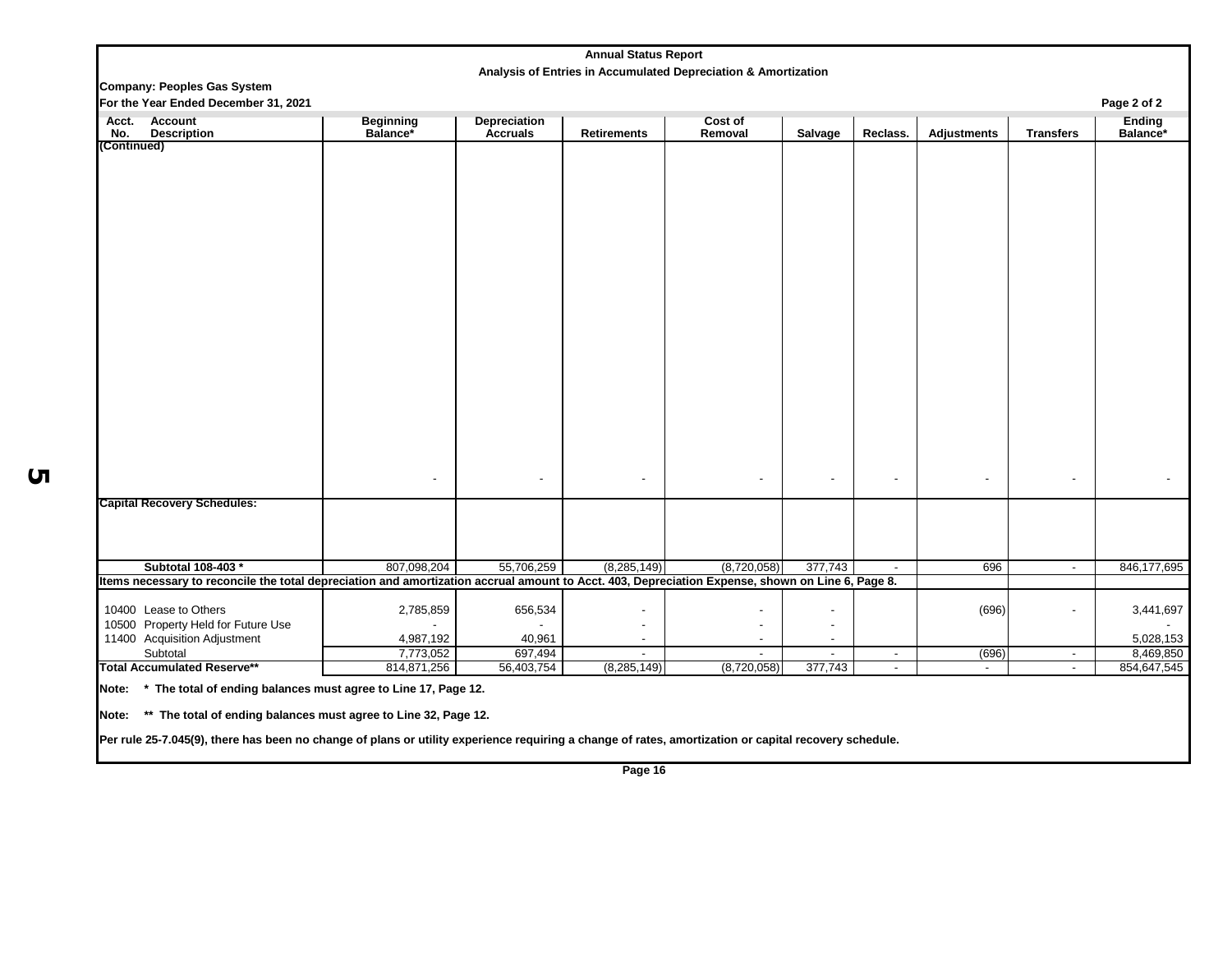# Annual Status Report

## Analysis of Entries in Accumulated Depreciation & Amortization

**Company: Peoples Gas System**

**For the Year Ended December 31, 2021**

**Page 2 of 2**

| Acct. No. Account Description | Beginning Balance* | Depreciation Accruals | Retirements | Cost of Removal | Salvage | Reclass. | Adjustments | Transfers | Ending Balance* |
|---|---|---|---|---|---|---|---|---|---|
| **(Continued)** | | | | | | | | | |
| | - | - | - | - | - | - | - | - | - |
| **Capital Recovery Schedules:** | | | | | | | | | |
| **Subtotal 108-403 *** | 807,098,204 | 55,706,259 | (8,285,149) | (8,720,058) | 377,743 | - | 696 | - | 846,177,695 |
| **Items necessary to reconcile the total depreciation and amortization accrual amount to Acct. 403, Depreciation Expense, shown on Line 6, Page 8.** | | | | | | | | | |
| 10400 Lease to Others | 2,785,859 | 656,534 | - | - | - | | (696) | - | 3,441,697 |
| 10500 Property Held for Future Use | - | - | - | - | - | | | | - |
| 11400 Acquisition Adjustment | 4,987,192 | 40,961 | - | - | - | | | | 5,028,153 |
| Subtotal | 7,773,052 | 697,494 | - | - | - | - | (696) | - | 8,469,850 |
| **Total Accumulated Reserve**** | 814,871,256 | 56,403,754 | (8,285,149) | (8,720,058) | 377,743 | - | - | - | 854,647,545 |

**Note: * The total of ending balances must agree to Line 17, Page 12.**

**Note: ** The total of ending balances must agree to Line 32, Page 12.**

**Per rule 25-7.045(9), there has been no change of plans or utility experience requiring a change of rates, amortization or capital recovery schedule.**